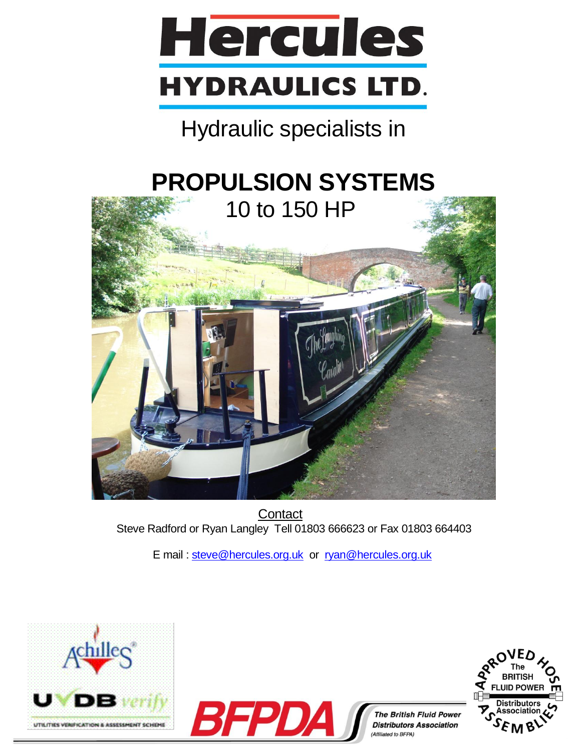# Hercules HYDRAULICS LTD.

Hydraulic specialists in

# PROPULSION SYSTEMS

10 to 150 HP

Contact

Steve Radford or Ryan Langley Tell 01803 666623 or Fax 01803 664403

E mail : steve@hercules.org.uk or ryan@hercules.org.uk

Achilles UVDB verify — UTILITIES VERIFICATION & ASSESSMENT SCHEME

BFPDA — The British Fluid Power Distributors Association (Affiliated to BFPA)

Approved Hose Assemblies — The British Fluid Power Distributors Association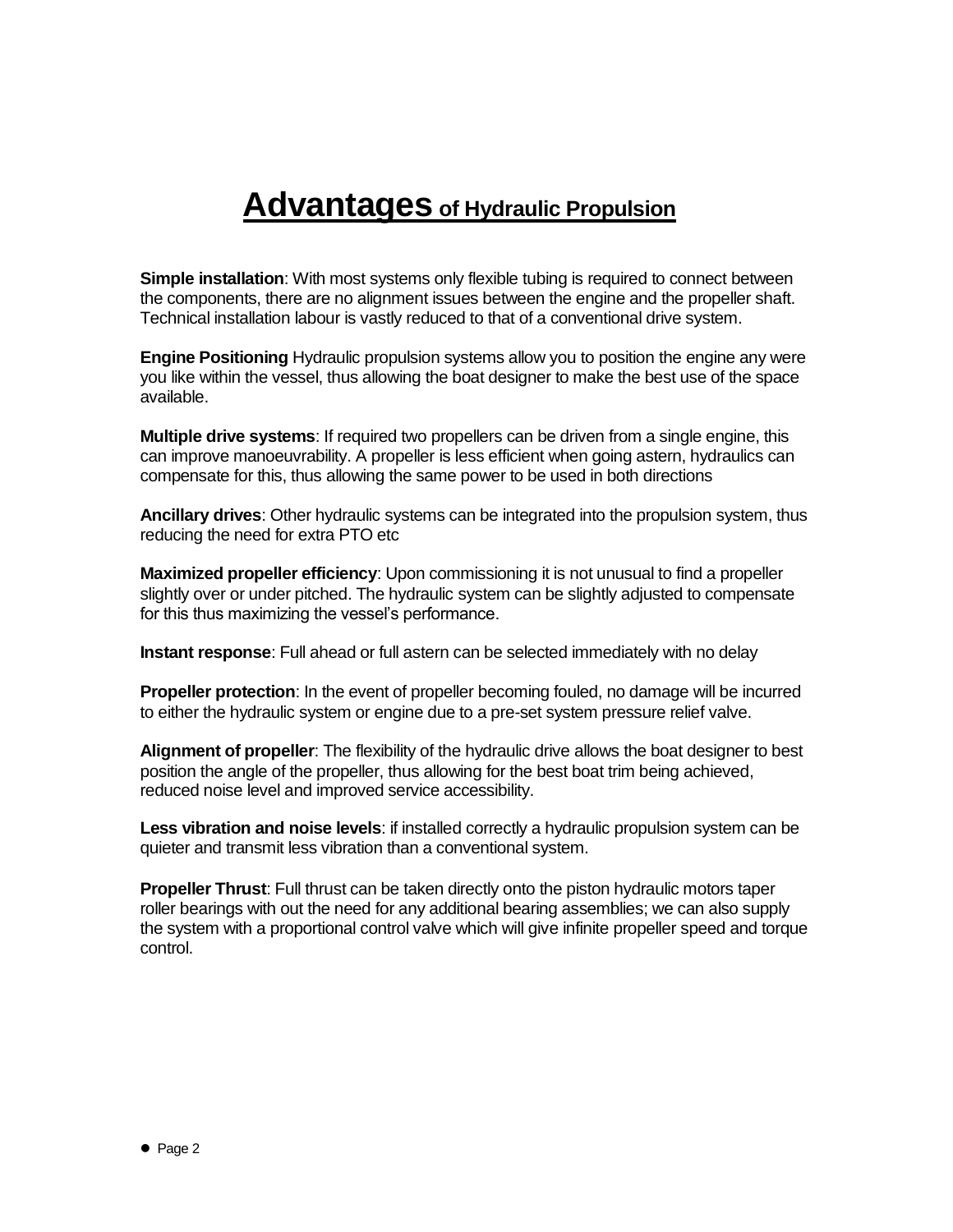# Advantages of Hydraulic Propulsion

**Simple installation**: With most systems only flexible tubing is required to connect between the components, there are no alignment issues between the engine and the propeller shaft. Technical installation labour is vastly reduced to that of a conventional drive system.

**Engine Positioning** Hydraulic propulsion systems allow you to position the engine any were you like within the vessel, thus allowing the boat designer to make the best use of the space available.

**Multiple drive systems**: If required two propellers can be driven from a single engine, this can improve manoeuvrability. A propeller is less efficient when going astern, hydraulics can compensate for this, thus allowing the same power to be used in both directions

**Ancillary drives**: Other hydraulic systems can be integrated into the propulsion system, thus reducing the need for extra PTO etc

**Maximized propeller efficiency**: Upon commissioning it is not unusual to find a propeller slightly over or under pitched. The hydraulic system can be slightly adjusted to compensate for this thus maximizing the vessel's performance.

**Instant response**: Full ahead or full astern can be selected immediately with no delay

**Propeller protection**: In the event of propeller becoming fouled, no damage will be incurred to either the hydraulic system or engine due to a pre-set system pressure relief valve.

**Alignment of propeller**: The flexibility of the hydraulic drive allows the boat designer to best position the angle of the propeller, thus allowing for the best boat trim being achieved, reduced noise level and improved service accessibility.

**Less vibration and noise levels**: if installed correctly a hydraulic propulsion system can be quieter and transmit less vibration than a conventional system.

**Propeller Thrust**: Full thrust can be taken directly onto the piston hydraulic motors taper roller bearings with out the need for any additional bearing assemblies; we can also supply the system with a proportional control valve which will give infinite propeller speed and torque control.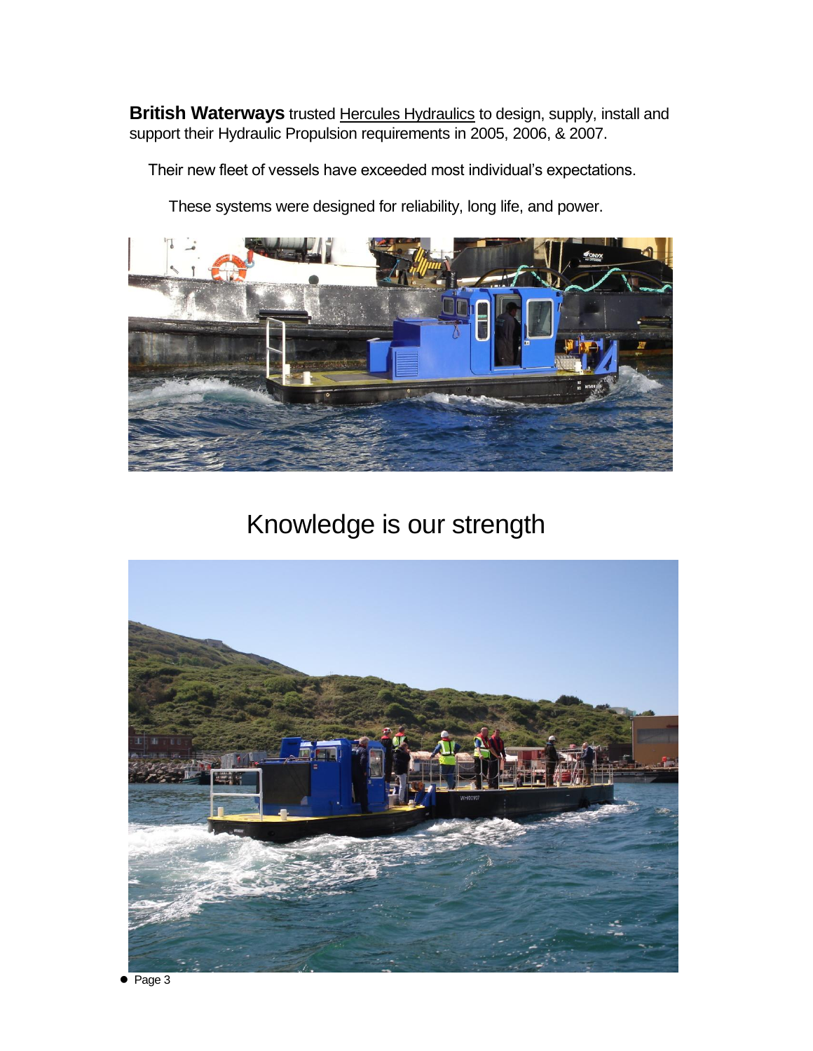**British Waterways** trusted Hercules Hydraulics to design, supply, install and support their Hydraulic Propulsion requirements in 2005, 2006, & 2007.

Their new fleet of vessels have exceeded most individual's expectations.

These systems were designed for reliability, long life, and power.

## Knowledge is our strength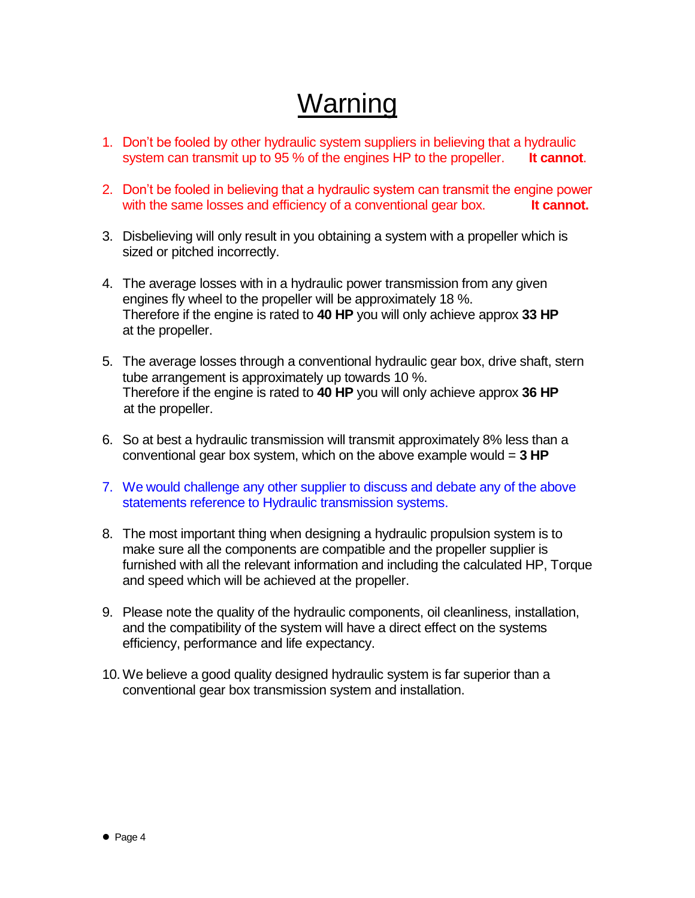# Warning

1. Don't be fooled by other hydraulic system suppliers in believing that a hydraulic system can transmit up to 95 % of the engines HP to the propeller. **It cannot**.

2. Don't be fooled in believing that a hydraulic system can transmit the engine power with the same losses and efficiency of a conventional gear box. **It cannot.**

3. Disbelieving will only result in you obtaining a system with a propeller which is sized or pitched incorrectly.

4. The average losses with in a hydraulic power transmission from any given engines fly wheel to the propeller will be approximately 18 %.
   Therefore if the engine is rated to **40 HP** you will only achieve approx **33 HP** at the propeller.

5. The average losses through a conventional hydraulic gear box, drive shaft, stern tube arrangement is approximately up towards 10 %.
   Therefore if the engine is rated to **40 HP** you will only achieve approx **36 HP** at the propeller.

6. So at best a hydraulic transmission will transmit approximately 8% less than a conventional gear box system, which on the above example would = **3 HP**

7. We would challenge any other supplier to discuss and debate any of the above statements reference to Hydraulic transmission systems.

8. The most important thing when designing a hydraulic propulsion system is to make sure all the components are compatible and the propeller supplier is furnished with all the relevant information and including the calculated HP, Torque and speed which will be achieved at the propeller.

9. Please note the quality of the hydraulic components, oil cleanliness, installation, and the compatibility of the system will have a direct effect on the systems efficiency, performance and life expectancy.

10. We believe a good quality designed hydraulic system is far superior than a conventional gear box transmission system and installation.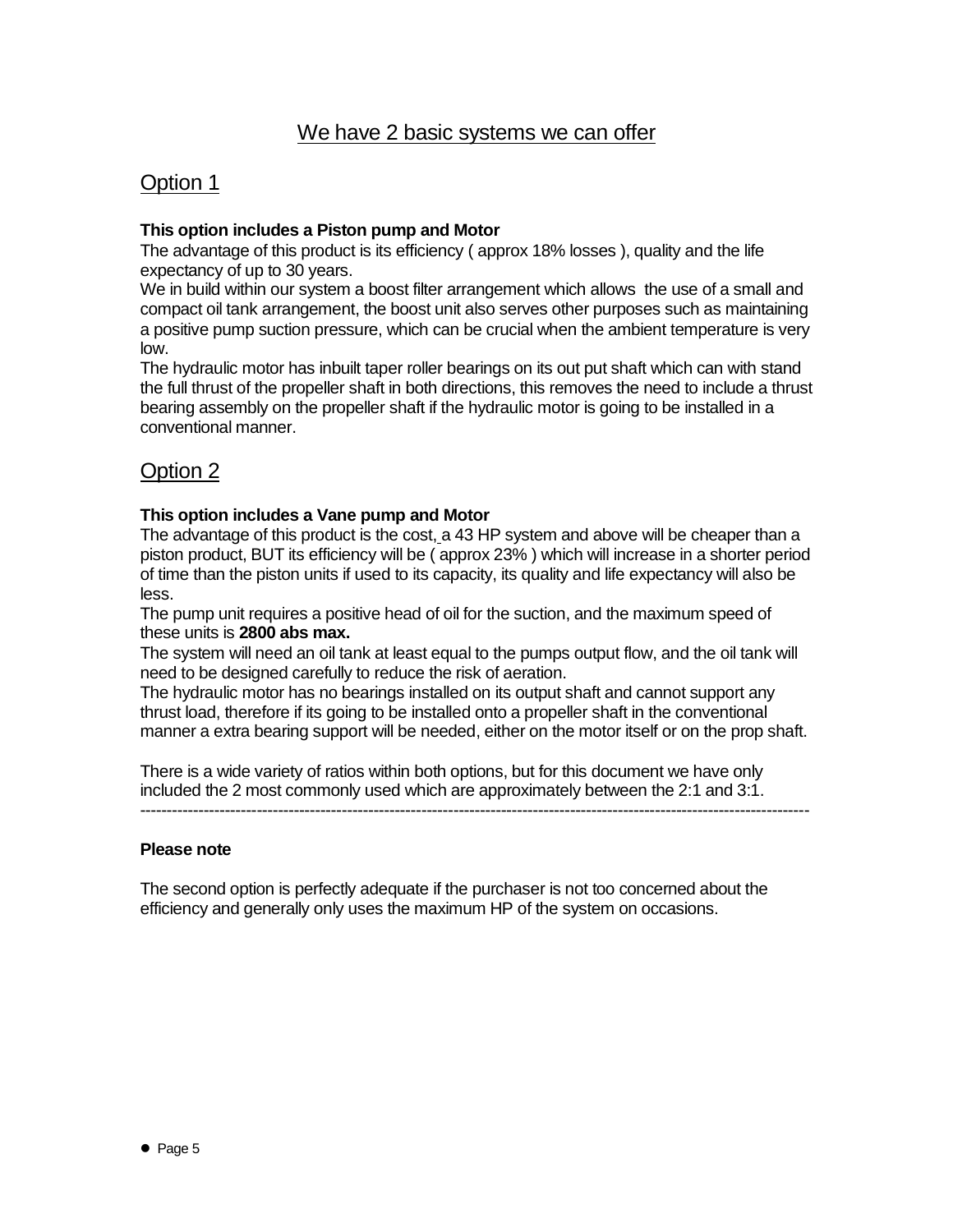## We have 2 basic systems we can offer

## Option 1

**This option includes a Piston pump and Motor**

The advantage of this product is its efficiency ( approx 18% losses ), quality and the life expectancy of up to 30 years.

We in build within our system a boost filter arrangement which allows the use of a small and compact oil tank arrangement, the boost unit also serves other purposes such as maintaining a positive pump suction pressure, which can be crucial when the ambient temperature is very low.

The hydraulic motor has inbuilt taper roller bearings on its out put shaft which can with stand the full thrust of the propeller shaft in both directions, this removes the need to include a thrust bearing assembly on the propeller shaft if the hydraulic motor is going to be installed in a conventional manner.

## Option 2

**This option includes a Vane pump and Motor**

The advantage of this product is the cost, a 43 HP system and above will be cheaper than a piston product, BUT its efficiency will be ( approx 23% ) which will increase in a shorter period of time than the piston units if used to its capacity, its quality and life expectancy will also be less.

The pump unit requires a positive head of oil for the suction, and the maximum speed of these units is **2800 abs max.**

The system will need an oil tank at least equal to the pumps output flow, and the oil tank will need to be designed carefully to reduce the risk of aeration.

The hydraulic motor has no bearings installed on its output shaft and cannot support any thrust load, therefore if its going to be installed onto a propeller shaft in the conventional manner a extra bearing support will be needed, either on the motor itself or on the prop shaft.

There is a wide variety of ratios within both options, but for this document we have only included the 2 most commonly used which are approximately between the 2:1 and 3:1.

---

**Please note**

The second option is perfectly adequate if the purchaser is not too concerned about the efficiency and generally only uses the maximum HP of the system on occasions.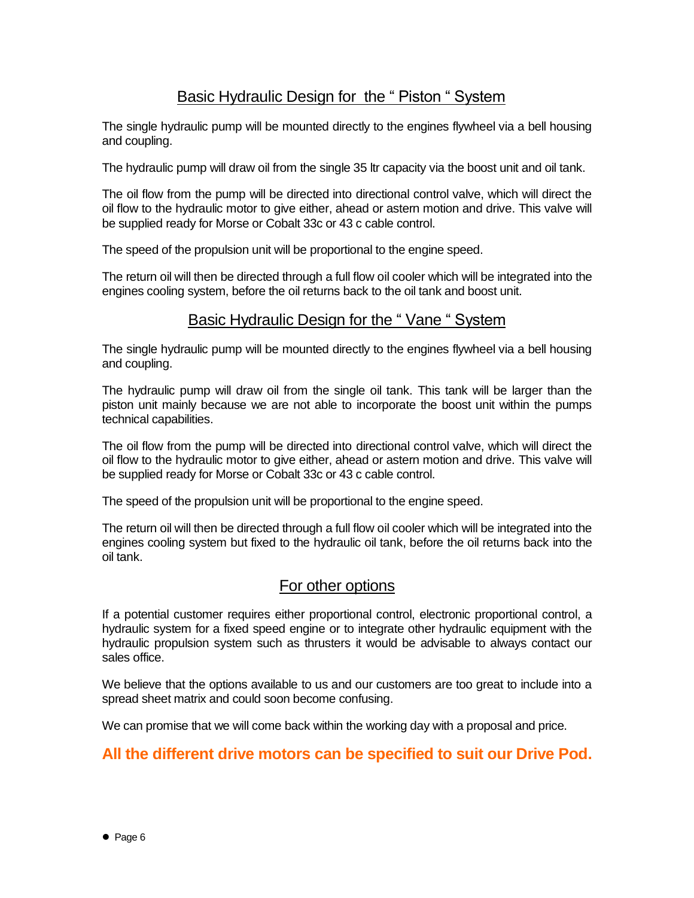## Basic Hydraulic Design for the " Piston " System

The single hydraulic pump will be mounted directly to the engines flywheel via a bell housing and coupling.

The hydraulic pump will draw oil from the single 35 ltr capacity via the boost unit and oil tank.

The oil flow from the pump will be directed into directional control valve, which will direct the oil flow to the hydraulic motor to give either, ahead or astern motion and drive. This valve will be supplied ready for Morse or Cobalt 33c or 43 c cable control.

The speed of the propulsion unit will be proportional to the engine speed.

The return oil will then be directed through a full flow oil cooler which will be integrated into the engines cooling system, before the oil returns back to the oil tank and boost unit.

## Basic Hydraulic Design for the " Vane " System

The single hydraulic pump will be mounted directly to the engines flywheel via a bell housing and coupling.

The hydraulic pump will draw oil from the single oil tank. This tank will be larger than the piston unit mainly because we are not able to incorporate the boost unit within the pumps technical capabilities.

The oil flow from the pump will be directed into directional control valve, which will direct the oil flow to the hydraulic motor to give either, ahead or astern motion and drive. This valve will be supplied ready for Morse or Cobalt 33c or 43 c cable control.

The speed of the propulsion unit will be proportional to the engine speed.

The return oil will then be directed through a full flow oil cooler which will be integrated into the engines cooling system but fixed to the hydraulic oil tank, before the oil returns back into the oil tank.

## For other options

If a potential customer requires either proportional control, electronic proportional control, a hydraulic system for a fixed speed engine or to integrate other hydraulic equipment with the hydraulic propulsion system such as thrusters it would be advisable to always contact our sales office.

We believe that the options available to us and our customers are too great to include into a spread sheet matrix and could soon become confusing.

We can promise that we will come back within the working day with a proposal and price.

**All the different drive motors can be specified to suit our Drive Pod.**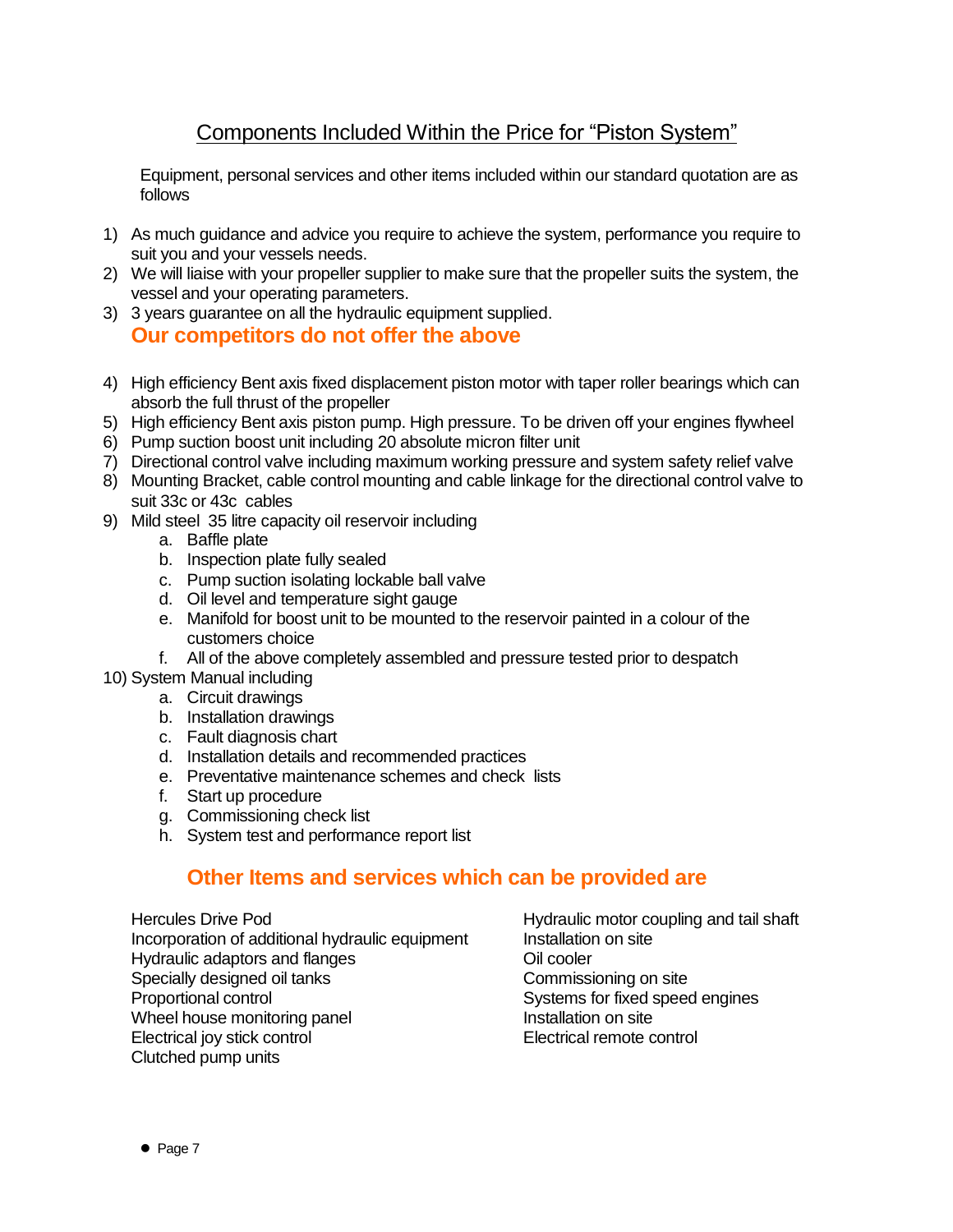## Components Included Within the Price for "Piston System"

Equipment, personal services and other items included within our standard quotation are as follows

1) As much guidance and advice you require to achieve the system, performance you require to suit you and your vessels needs.
2) We will liaise with your propeller supplier to make sure that the propeller suits the system, the vessel and your operating parameters.
3) 3 years guarantee on all the hydraulic equipment supplied.

**Our competitors do not offer the above**

4) High efficiency Bent axis fixed displacement piston motor with taper roller bearings which can absorb the full thrust of the propeller
5) High efficiency Bent axis piston pump. High pressure. To be driven off your engines flywheel
6) Pump suction boost unit including 20 absolute micron filter unit
7) Directional control valve including maximum working pressure and system safety relief valve
8) Mounting Bracket, cable control mounting and cable linkage for the directional control valve to suit 33c or 43c cables
9) Mild steel 35 litre capacity oil reservoir including
   a. Baffle plate
   b. Inspection plate fully sealed
   c. Pump suction isolating lockable ball valve
   d. Oil level and temperature sight gauge
   e. Manifold for boost unit to be mounted to the reservoir painted in a colour of the customers choice
   f. All of the above completely assembled and pressure tested prior to despatch
10) System Manual including
    a. Circuit drawings
    b. Installation drawings
    c. Fault diagnosis chart
    d. Installation details and recommended practices
    e. Preventative maintenance schemes and check lists
    f. Start up procedure
    g. Commissioning check list
    h. System test and performance report list

### Other Items and services which can be provided are

Hercules Drive Pod
Incorporation of additional hydraulic equipment
Hydraulic adaptors and flanges
Specially designed oil tanks
Proportional control
Wheel house monitoring panel
Electrical joy stick control
Clutched pump units
Hydraulic motor coupling and tail shaft
Installation on site
Oil cooler
Commissioning on site
Systems for fixed speed engines
Installation on site
Electrical remote control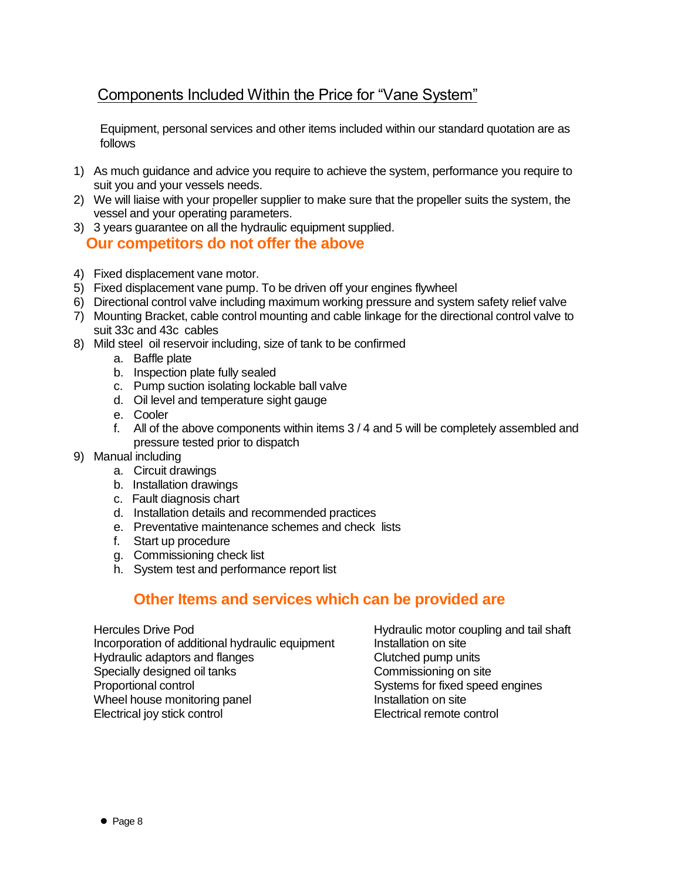## Components Included Within the Price for "Vane System"

Equipment, personal services and other items included within our standard quotation are as follows

1) As much guidance and advice you require to achieve the system, performance you require to suit you and your vessels needs.
2) We will liaise with your propeller supplier to make sure that the propeller suits the system, the vessel and your operating parameters.
3) 3 years guarantee on all the hydraulic equipment supplied.

**Our competitors do not offer the above**

4) Fixed displacement vane motor.
5) Fixed displacement vane pump. To be driven off your engines flywheel
6) Directional control valve including maximum working pressure and system safety relief valve
7) Mounting Bracket, cable control mounting and cable linkage for the directional control valve to suit 33c and 43c cables
8) Mild steel oil reservoir including, size of tank to be confirmed
   a. Baffle plate
   b. Inspection plate fully sealed
   c. Pump suction isolating lockable ball valve
   d. Oil level and temperature sight gauge
   e. Cooler
   f. All of the above components within items 3 / 4 and 5 will be completely assembled and pressure tested prior to dispatch
9) Manual including
   a. Circuit drawings
   b. Installation drawings
   c. Fault diagnosis chart
   d. Installation details and recommended practices
   e. Preventative maintenance schemes and check lists
   f. Start up procedure
   g. Commissioning check list
   h. System test and performance report list

**Other Items and services which can be provided are**

Hercules Drive Pod
Incorporation of additional hydraulic equipment
Hydraulic adaptors and flanges
Specially designed oil tanks
Proportional control
Wheel house monitoring panel
Electrical joy stick control

Hydraulic motor coupling and tail shaft
Installation on site
Clutched pump units
Commissioning on site
Systems for fixed speed engines
Installation on site
Electrical remote control